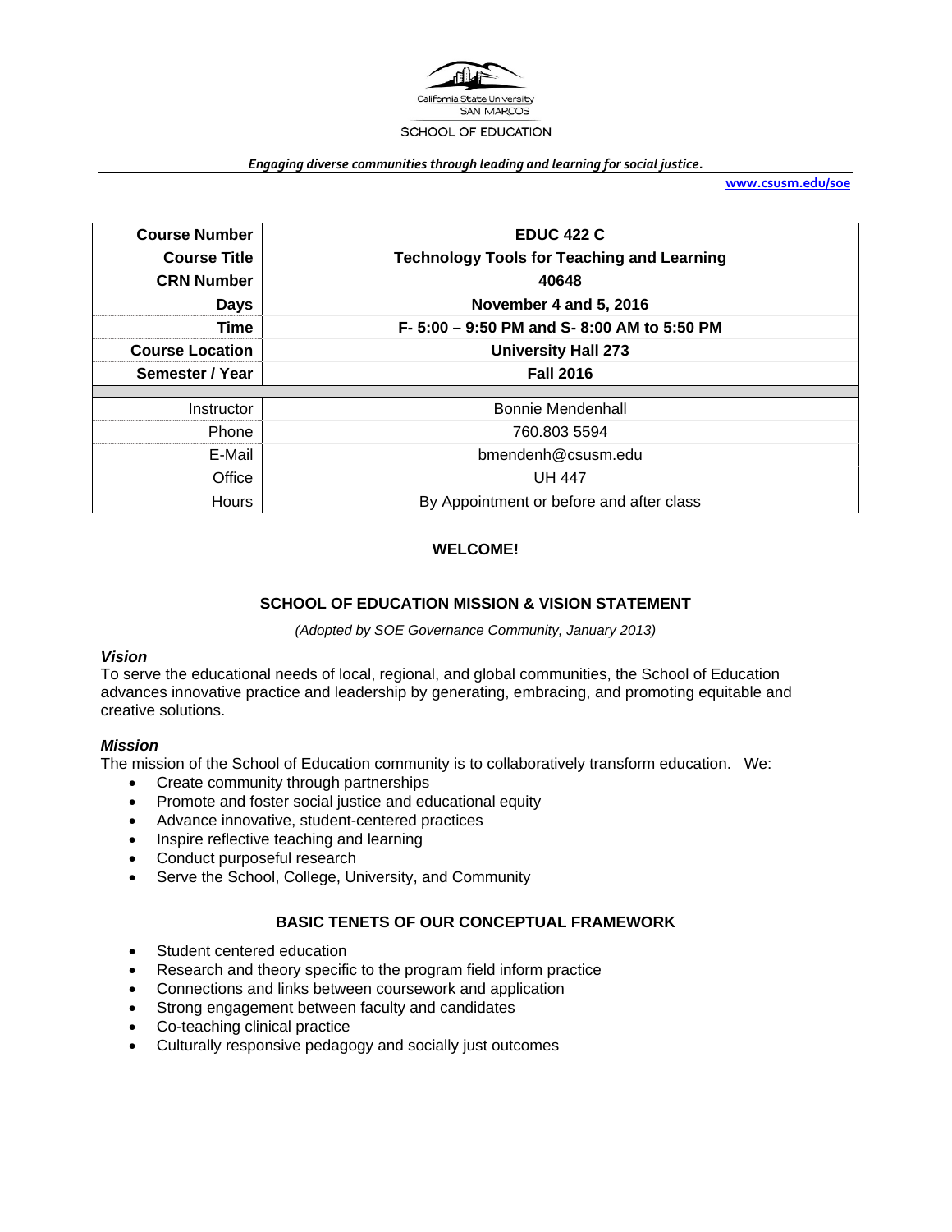California State University SAN MARCOS

SCHOOL OF EDUCATION

*Engaging diverse communities through leading and learning for social justice.*

www.csusm.edu/soe

| | |
|---|---|
| **Course Number** | **EDUC 422 C** |
| **Course Title** | **Technology Tools for Teaching and Learning** |
| **CRN Number** | **40648** |
| **Days** | **November 4 and 5, 2016** |
| **Time** | **F- 5:00 – 9:50 PM and S- 8:00 AM to 5:50 PM** |
| **Course Location** | **University Hall 273** |
| **Semester / Year** | **Fall 2016** |
| | |
| Instructor | Bonnie Mendenhall |
| Phone | 760.803 5594 |
| E-Mail | bmendenh@csusm.edu |
| Office | UH 447 |
| Hours | By Appointment or before and after class |

**WELCOME!**

## SCHOOL OF EDUCATION MISSION & VISION STATEMENT

*(Adopted by SOE Governance Community, January 2013)*

***Vision***

To serve the educational needs of local, regional, and global communities, the School of Education advances innovative practice and leadership by generating, embracing, and promoting equitable and creative solutions.

***Mission***

The mission of the School of Education community is to collaboratively transform education. We:

- Create community through partnerships
- Promote and foster social justice and educational equity
- Advance innovative, student-centered practices
- Inspire reflective teaching and learning
- Conduct purposeful research
- Serve the School, College, University, and Community

## BASIC TENETS OF OUR CONCEPTUAL FRAMEWORK

- Student centered education
- Research and theory specific to the program field inform practice
- Connections and links between coursework and application
- Strong engagement between faculty and candidates
- Co-teaching clinical practice
- Culturally responsive pedagogy and socially just outcomes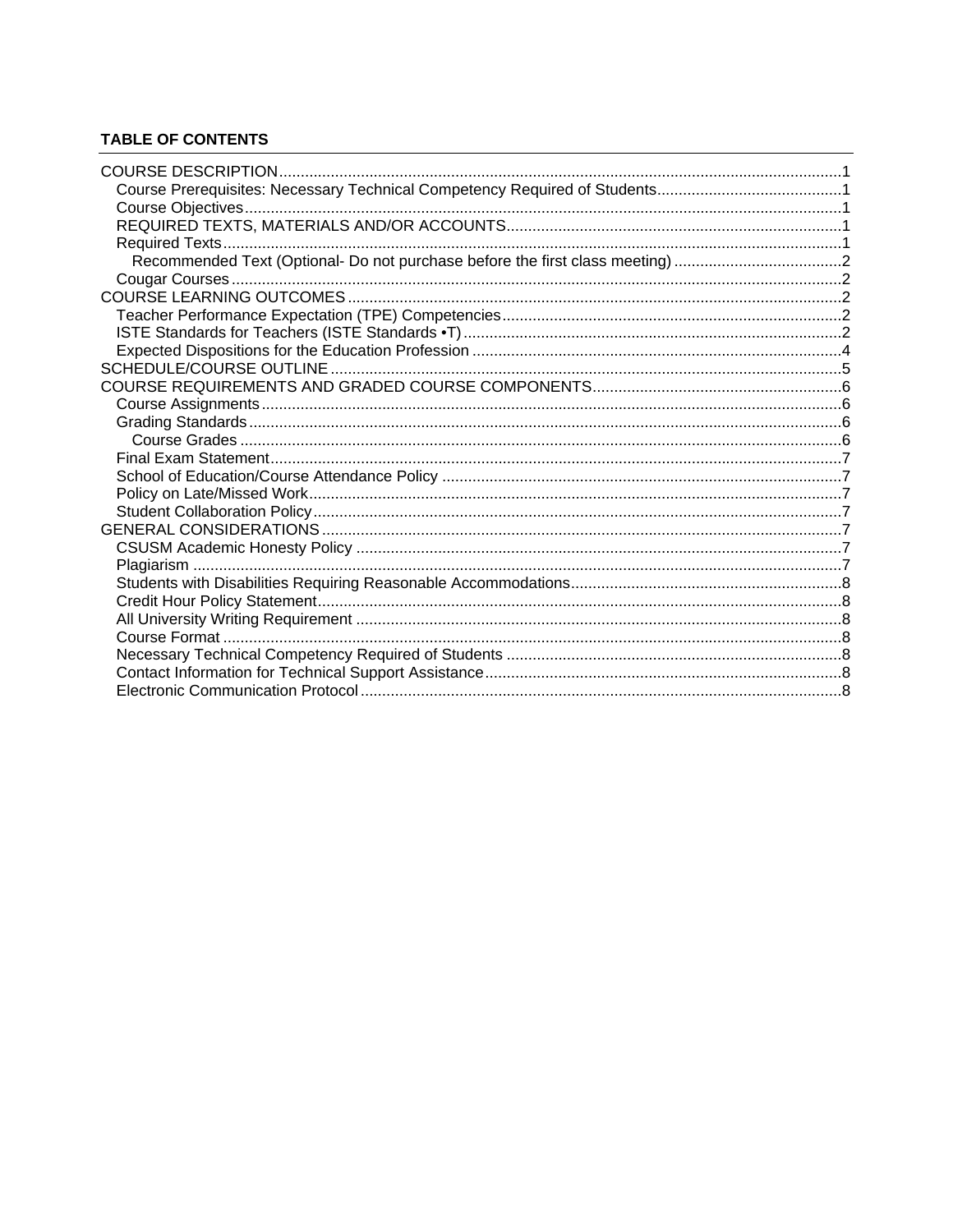**TABLE OF CONTENTS**

- COURSE DESCRIPTION .......... 1
  - Course Prerequisites: Necessary Technical Competency Required of Students .......... 1
  - Course Objectives .......... 1
  - REQUIRED TEXTS, MATERIALS AND/OR ACCOUNTS .......... 1
  - Required Texts .......... 1
    - Recommended Text (Optional- Do not purchase before the first class meeting) .......... 2
  - Cougar Courses .......... 2
- COURSE LEARNING OUTCOMES .......... 2
  - Teacher Performance Expectation (TPE) Competencies .......... 2
  - ISTE Standards for Teachers (ISTE Standards •T) .......... 2
  - Expected Dispositions for the Education Profession .......... 4
- SCHEDULE/COURSE OUTLINE .......... 5
- COURSE REQUIREMENTS AND GRADED COURSE COMPONENTS .......... 6
  - Course Assignments .......... 6
  - Grading Standards .......... 6
    - Course Grades .......... 6
  - Final Exam Statement .......... 7
  - School of Education/Course Attendance Policy .......... 7
  - Policy on Late/Missed Work .......... 7
  - Student Collaboration Policy .......... 7
- GENERAL CONSIDERATIONS .......... 7
  - CSUSM Academic Honesty Policy .......... 7
  - Plagiarism .......... 7
  - Students with Disabilities Requiring Reasonable Accommodations .......... 8
  - Credit Hour Policy Statement .......... 8
  - All University Writing Requirement .......... 8
  - Course Format .......... 8
  - Necessary Technical Competency Required of Students .......... 8
  - Contact Information for Technical Support Assistance .......... 8
  - Electronic Communication Protocol .......... 8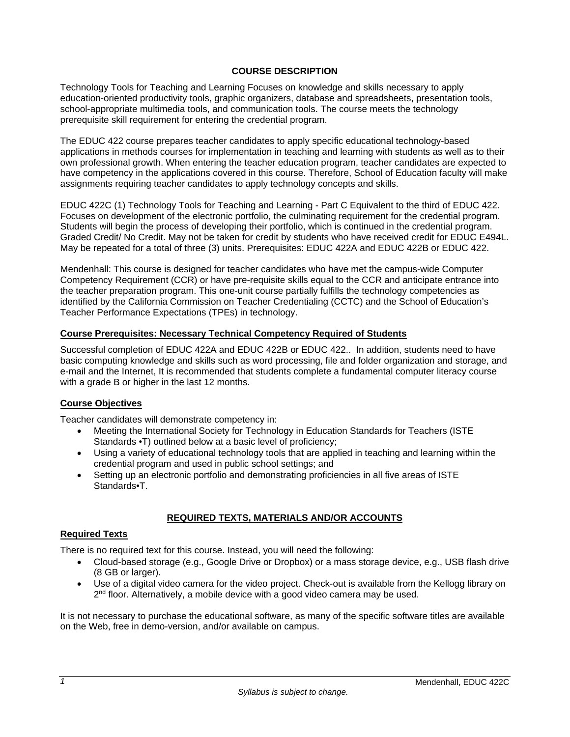## COURSE DESCRIPTION

Technology Tools for Teaching and Learning Focuses on knowledge and skills necessary to apply education-oriented productivity tools, graphic organizers, database and spreadsheets, presentation tools, school-appropriate multimedia tools, and communication tools. The course meets the technology prerequisite skill requirement for entering the credential program.

The EDUC 422 course prepares teacher candidates to apply specific educational technology-based applications in methods courses for implementation in teaching and learning with students as well as to their own professional growth. When entering the teacher education program, teacher candidates are expected to have competency in the applications covered in this course. Therefore, School of Education faculty will make assignments requiring teacher candidates to apply technology concepts and skills.

EDUC 422C (1) Technology Tools for Teaching and Learning - Part C Equivalent to the third of EDUC 422. Focuses on development of the electronic portfolio, the culminating requirement for the credential program. Students will begin the process of developing their portfolio, which is continued in the credential program. Graded Credit/ No Credit. May not be taken for credit by students who have received credit for EDUC E494L. May be repeated for a total of three (3) units. Prerequisites: EDUC 422A and EDUC 422B or EDUC 422.

Mendenhall: This course is designed for teacher candidates who have met the campus-wide Computer Competency Requirement (CCR) or have pre-requisite skills equal to the CCR and anticipate entrance into the teacher preparation program. This one-unit course partially fulfills the technology competencies as identified by the California Commission on Teacher Credentialing (CCTC) and the School of Education's Teacher Performance Expectations (TPEs) in technology.

### Course Prerequisites: Necessary Technical Competency Required of Students

Successful completion of EDUC 422A and EDUC 422B or EDUC 422.. In addition, students need to have basic computing knowledge and skills such as word processing, file and folder organization and storage, and e-mail and the Internet, It is recommended that students complete a fundamental computer literacy course with a grade B or higher in the last 12 months.

### Course Objectives

Teacher candidates will demonstrate competency in:

- Meeting the International Society for Technology in Education Standards for Teachers (ISTE Standards •T) outlined below at a basic level of proficiency;
- Using a variety of educational technology tools that are applied in teaching and learning within the credential program and used in public school settings; and
- Setting up an electronic portfolio and demonstrating proficiencies in all five areas of ISTE Standards•T.

## REQUIRED TEXTS, MATERIALS AND/OR ACCOUNTS

### Required Texts

There is no required text for this course. Instead, you will need the following:

- Cloud-based storage (e.g., Google Drive or Dropbox) or a mass storage device, e.g., USB flash drive (8 GB or larger).
- Use of a digital video camera for the video project. Check-out is available from the Kellogg library on 2nd floor. Alternatively, a mobile device with a good video camera may be used.

It is not necessary to purchase the educational software, as many of the specific software titles are available on the Web, free in demo-version, and/or available on campus.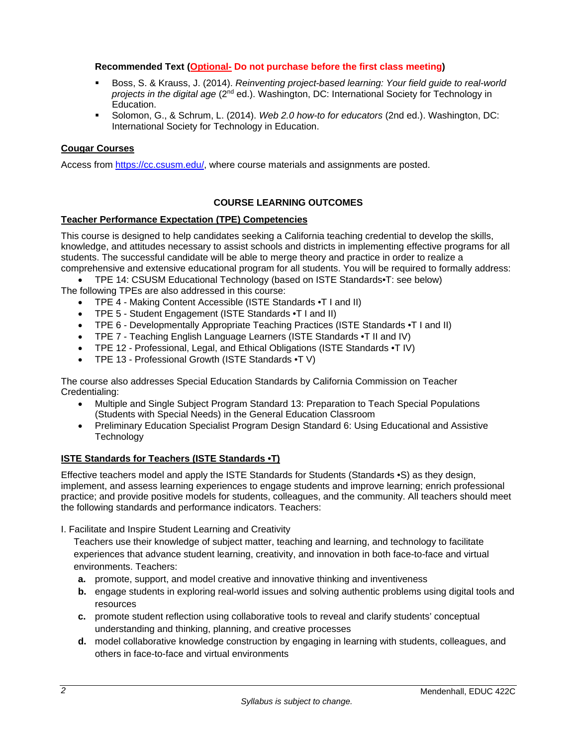**Recommended Text (Optional- Do not purchase before the first class meeting)**

- Boss, S. & Krauss, J. (2014). *Reinventing project-based learning: Your field guide to real-world projects in the digital age* (2[nd] ed.). Washington, DC: International Society for Technology in Education.
- Solomon, G., & Schrum, L. (2014). *Web 2.0 how-to for educators* (2nd ed.). Washington, DC: International Society for Technology in Education.

**Cougar Courses**

Access from https://cc.csusm.edu/, where course materials and assignments are posted.

## COURSE LEARNING OUTCOMES

**Teacher Performance Expectation (TPE) Competencies**

This course is designed to help candidates seeking a California teaching credential to develop the skills, knowledge, and attitudes necessary to assist schools and districts in implementing effective programs for all students. The successful candidate will be able to merge theory and practice in order to realize a comprehensive and extensive educational program for all students. You will be required to formally address:

- TPE 14: CSUSM Educational Technology (based on ISTE Standards•T: see below)

The following TPEs are also addressed in this course:

- TPE 4 - Making Content Accessible (ISTE Standards •T I and II)
- TPE 5 - Student Engagement (ISTE Standards •T I and II)
- TPE 6 - Developmentally Appropriate Teaching Practices (ISTE Standards •T I and II)
- TPE 7 - Teaching English Language Learners (ISTE Standards •T II and IV)
- TPE 12 - Professional, Legal, and Ethical Obligations (ISTE Standards •T IV)
- TPE 13 - Professional Growth (ISTE Standards •T V)

The course also addresses Special Education Standards by California Commission on Teacher Credentialing:

- Multiple and Single Subject Program Standard 13: Preparation to Teach Special Populations (Students with Special Needs) in the General Education Classroom
- Preliminary Education Specialist Program Design Standard 6: Using Educational and Assistive Technology

**ISTE Standards for Teachers (ISTE Standards •T)**

Effective teachers model and apply the ISTE Standards for Students (Standards •S) as they design, implement, and assess learning experiences to engage students and improve learning; enrich professional practice; and provide positive models for students, colleagues, and the community. All teachers should meet the following standards and performance indicators. Teachers:

I. Facilitate and Inspire Student Learning and Creativity

Teachers use their knowledge of subject matter, teaching and learning, and technology to facilitate experiences that advance student learning, creativity, and innovation in both face-to-face and virtual environments. Teachers:

- **a.** promote, support, and model creative and innovative thinking and inventiveness
- **b.** engage students in exploring real-world issues and solving authentic problems using digital tools and resources
- **c.** promote student reflection using collaborative tools to reveal and clarify students' conceptual understanding and thinking, planning, and creative processes
- **d.** model collaborative knowledge construction by engaging in learning with students, colleagues, and others in face-to-face and virtual environments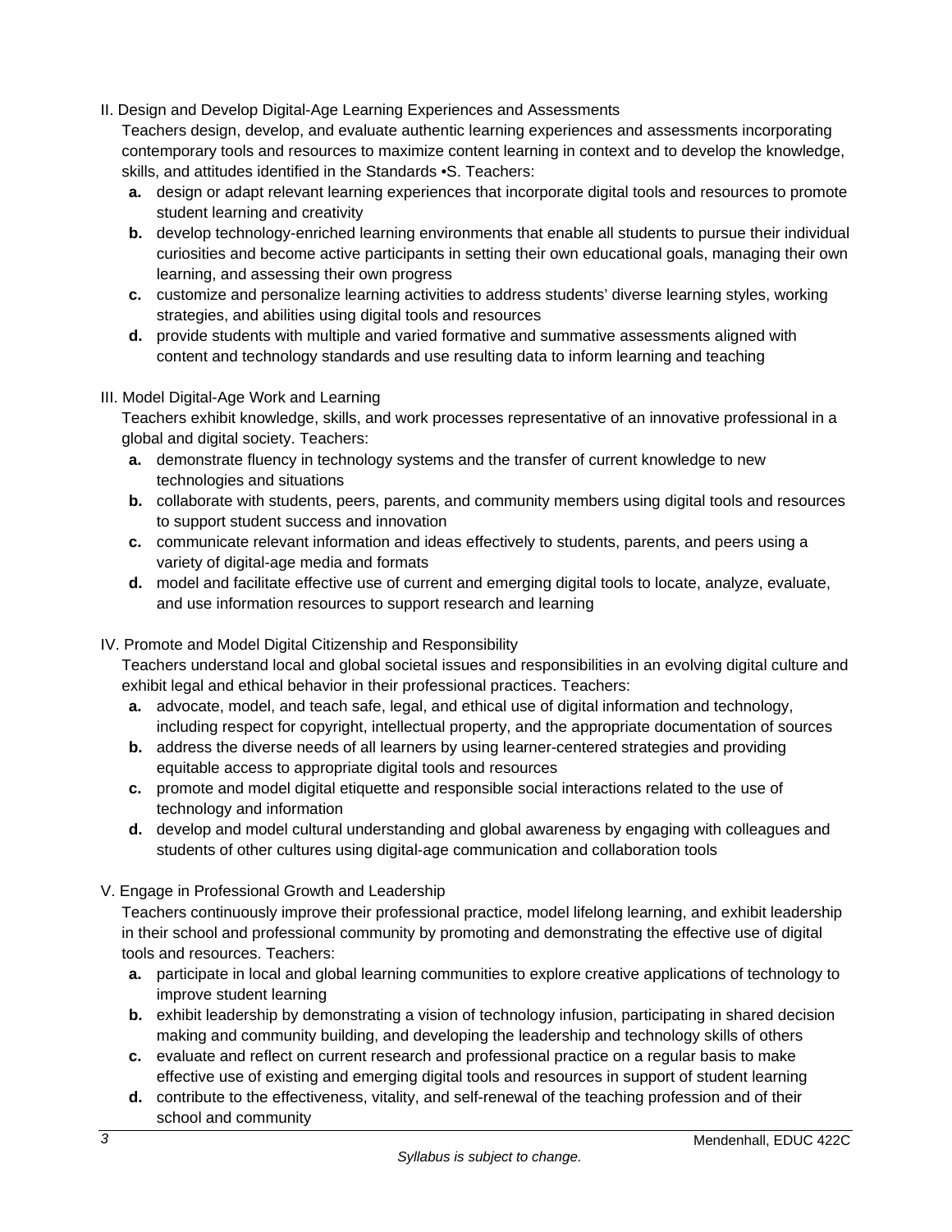II. Design and Develop Digital-Age Learning Experiences and Assessments

Teachers design, develop, and evaluate authentic learning experiences and assessments incorporating contemporary tools and resources to maximize content learning in context and to develop the knowledge, skills, and attitudes identified in the Standards •S. Teachers:

- **a.** design or adapt relevant learning experiences that incorporate digital tools and resources to promote student learning and creativity
- **b.** develop technology-enriched learning environments that enable all students to pursue their individual curiosities and become active participants in setting their own educational goals, managing their own learning, and assessing their own progress
- **c.** customize and personalize learning activities to address students' diverse learning styles, working strategies, and abilities using digital tools and resources
- **d.** provide students with multiple and varied formative and summative assessments aligned with content and technology standards and use resulting data to inform learning and teaching

III. Model Digital-Age Work and Learning

Teachers exhibit knowledge, skills, and work processes representative of an innovative professional in a global and digital society. Teachers:

- **a.** demonstrate fluency in technology systems and the transfer of current knowledge to new technologies and situations
- **b.** collaborate with students, peers, parents, and community members using digital tools and resources to support student success and innovation
- **c.** communicate relevant information and ideas effectively to students, parents, and peers using a variety of digital-age media and formats
- **d.** model and facilitate effective use of current and emerging digital tools to locate, analyze, evaluate, and use information resources to support research and learning

IV. Promote and Model Digital Citizenship and Responsibility

Teachers understand local and global societal issues and responsibilities in an evolving digital culture and exhibit legal and ethical behavior in their professional practices. Teachers:

- **a.** advocate, model, and teach safe, legal, and ethical use of digital information and technology, including respect for copyright, intellectual property, and the appropriate documentation of sources
- **b.** address the diverse needs of all learners by using learner-centered strategies and providing equitable access to appropriate digital tools and resources
- **c.** promote and model digital etiquette and responsible social interactions related to the use of technology and information
- **d.** develop and model cultural understanding and global awareness by engaging with colleagues and students of other cultures using digital-age communication and collaboration tools

V. Engage in Professional Growth and Leadership

Teachers continuously improve their professional practice, model lifelong learning, and exhibit leadership in their school and professional community by promoting and demonstrating the effective use of digital tools and resources. Teachers:

- **a.** participate in local and global learning communities to explore creative applications of technology to improve student learning
- **b.** exhibit leadership by demonstrating a vision of technology infusion, participating in shared decision making and community building, and developing the leadership and technology skills of others
- **c.** evaluate and reflect on current research and professional practice on a regular basis to make effective use of existing and emerging digital tools and resources in support of student learning
- **d.** contribute to the effectiveness, vitality, and self-renewal of the teaching profession and of their school and community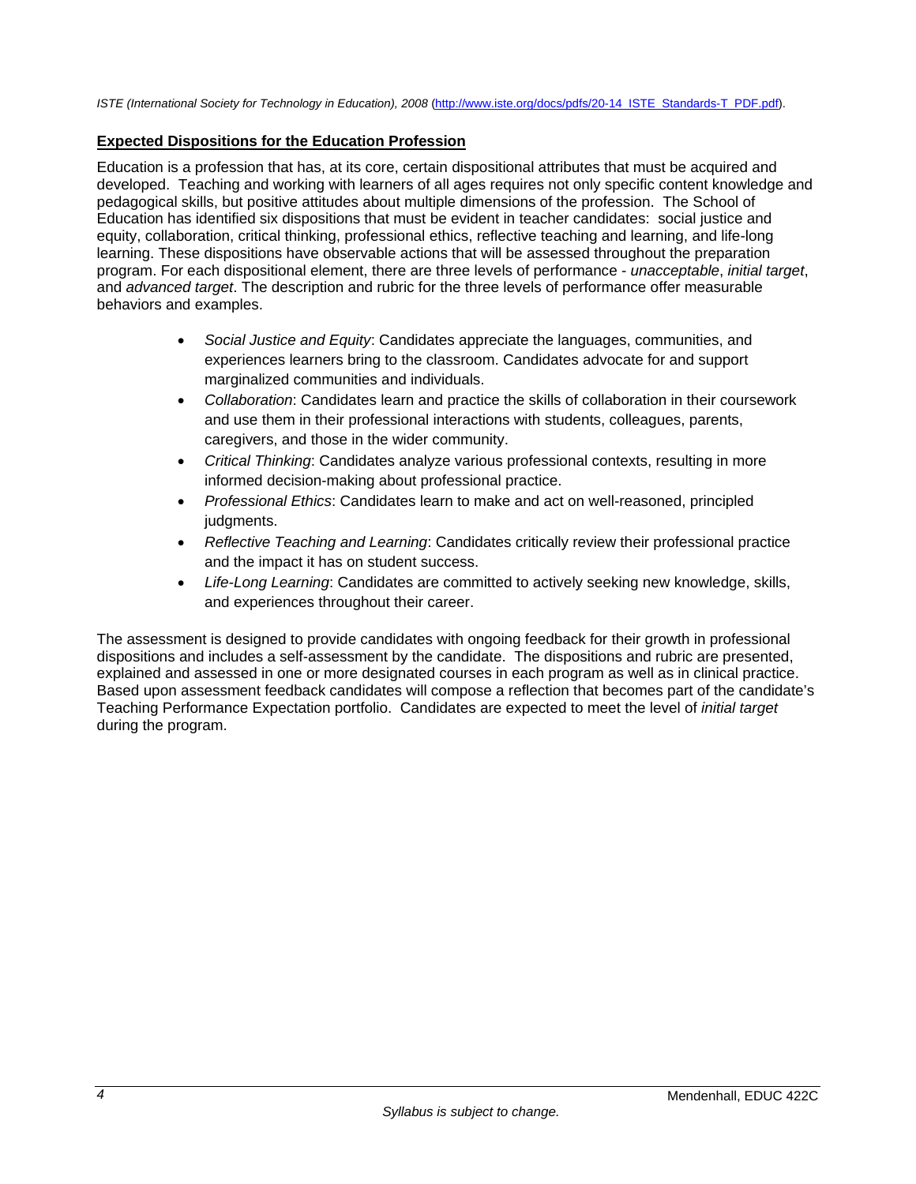*ISTE (International Society for Technology in Education), 2008* (http://www.iste.org/docs/pdfs/20-14_ISTE_Standards-T_PDF.pdf).

## Expected Dispositions for the Education Profession

Education is a profession that has, at its core, certain dispositional attributes that must be acquired and developed. Teaching and working with learners of all ages requires not only specific content knowledge and pedagogical skills, but positive attitudes about multiple dimensions of the profession. The School of Education has identified six dispositions that must be evident in teacher candidates: social justice and equity, collaboration, critical thinking, professional ethics, reflective teaching and learning, and life-long learning. These dispositions have observable actions that will be assessed throughout the preparation program. For each dispositional element, there are three levels of performance - *unacceptable*, *initial target*, and *advanced target*. The description and rubric for the three levels of performance offer measurable behaviors and examples.

- *Social Justice and Equity*: Candidates appreciate the languages, communities, and experiences learners bring to the classroom. Candidates advocate for and support marginalized communities and individuals.
- *Collaboration*: Candidates learn and practice the skills of collaboration in their coursework and use them in their professional interactions with students, colleagues, parents, caregivers, and those in the wider community.
- *Critical Thinking*: Candidates analyze various professional contexts, resulting in more informed decision-making about professional practice.
- *Professional Ethics*: Candidates learn to make and act on well-reasoned, principled judgments.
- *Reflective Teaching and Learning*: Candidates critically review their professional practice and the impact it has on student success.
- *Life-Long Learning*: Candidates are committed to actively seeking new knowledge, skills, and experiences throughout their career.

The assessment is designed to provide candidates with ongoing feedback for their growth in professional dispositions and includes a self-assessment by the candidate. The dispositions and rubric are presented, explained and assessed in one or more designated courses in each program as well as in clinical practice. Based upon assessment feedback candidates will compose a reflection that becomes part of the candidate's Teaching Performance Expectation portfolio. Candidates are expected to meet the level of *initial target* during the program.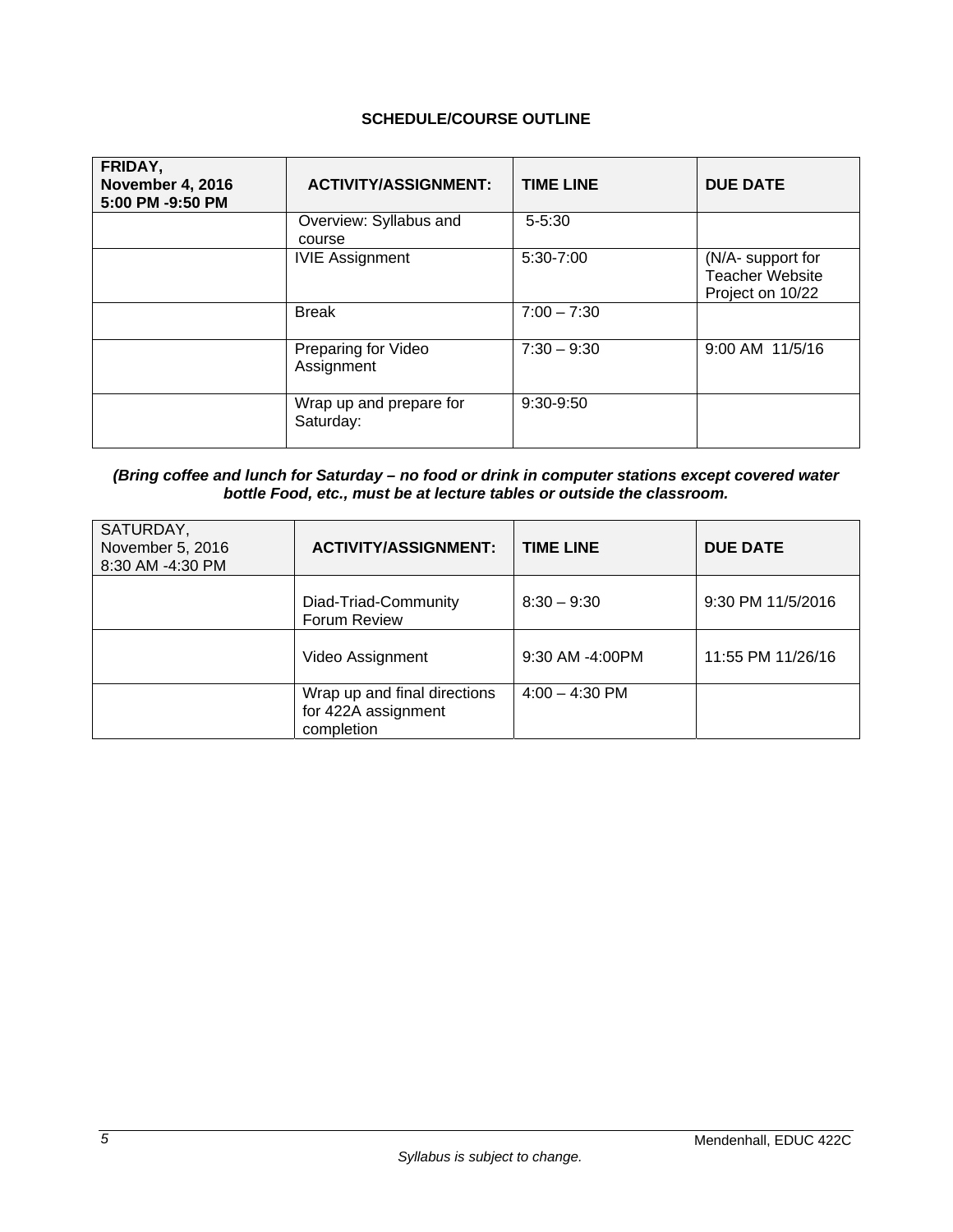**SCHEDULE/COURSE OUTLINE**

| **FRIDAY, November 4, 2016 5:00 PM -9:50 PM** | **ACTIVITY/ASSIGNMENT:** | **TIME LINE** | **DUE DATE** |
|---|---|---|---|
| | Overview: Syllabus and course | 5-5:30 | |
| | IVIE Assignment | 5:30-7:00 | (N/A- support for Teacher Website Project on 10/22 |
| | Break | 7:00 – 7:30 | |
| | Preparing for Video Assignment | 7:30 – 9:30 | 9:00 AM 11/5/16 |
| | Wrap up and prepare for Saturday: | 9:30-9:50 | |

***(Bring coffee and lunch for Saturday – no food or drink in computer stations except covered water bottle Food, etc., must be at lecture tables or outside the classroom.***

| SATURDAY, November 5, 2016 8:30 AM -4:30 PM | **ACTIVITY/ASSIGNMENT:** | **TIME LINE** | **DUE DATE** |
|---|---|---|---|
| | Diad-Triad-Community Forum Review | 8:30 – 9:30 | 9:30 PM 11/5/2016 |
| | Video Assignment | 9:30 AM -4:00PM | 11:55 PM 11/26/16 |
| | Wrap up and final directions for 422A assignment completion | 4:00 – 4:30 PM | |

*Syllabus is subject to change.*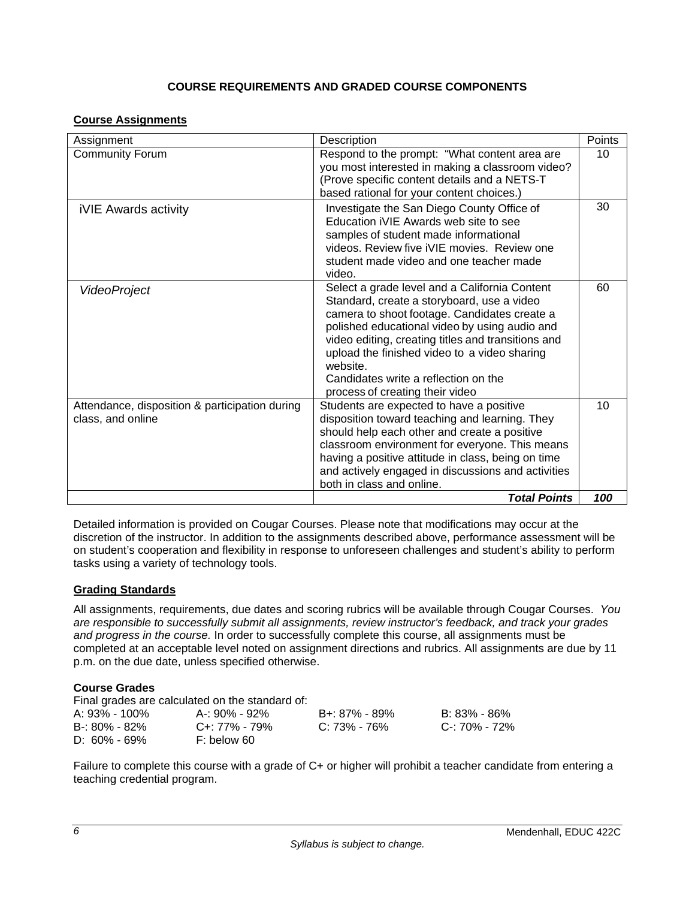## COURSE REQUIREMENTS AND GRADED COURSE COMPONENTS

### Course Assignments

| Assignment | Description | Points |
|---|---|---|
| Community Forum | Respond to the prompt: "What content area are you most interested in making a classroom video? (Prove specific content details and a NETS-T based rational for your content choices.) | 10 |
| iVIE Awards activity | Investigate the San Diego County Office of Education iVIE Awards web site to see samples of student made informational videos. Review five iVIE movies. Review one student made video and one teacher made video. | 30 |
| *VideoProject* | Select a grade level and a California Content Standard, create a storyboard, use a video camera to shoot footage. Candidates create a polished educational video by using audio and video editing, creating titles and transitions and upload the finished video to a video sharing website. Candidates write a reflection on the process of creating their video | 60 |
| Attendance, disposition & participation during class, and online | Students are expected to have a positive disposition toward teaching and learning. They should help each other and create a positive classroom environment for everyone. This means having a positive attitude in class, being on time and actively engaged in discussions and activities both in class and online. | 10 |
| | ***Total Points*** | ***100*** |

Detailed information is provided on Cougar Courses. Please note that modifications may occur at the discretion of the instructor. In addition to the assignments described above, performance assessment will be on student's cooperation and flexibility in response to unforeseen challenges and student's ability to perform tasks using a variety of technology tools.

### Grading Standards

All assignments, requirements, due dates and scoring rubrics will be available through Cougar Courses. *You are responsible to successfully submit all assignments, review instructor's feedback, and track your grades and progress in the course.* In order to successfully complete this course, all assignments must be completed at an acceptable level noted on assignment directions and rubrics. All assignments are due by 11 p.m. on the due date, unless specified otherwise.

**Course Grades**

Final grades are calculated on the standard of:

| | | | |
|---|---|---|---|
| A: 93% - 100% | A-: 90% - 92% | B+: 87% - 89% | B: 83% - 86% |
| B-: 80% - 82% | C+: 77% - 79% | C: 73% - 76% | C-: 70% - 72% |
| D: 60% - 69% | F: below 60 | | |

Failure to complete this course with a grade of C+ or higher will prohibit a teacher candidate from entering a teaching credential program.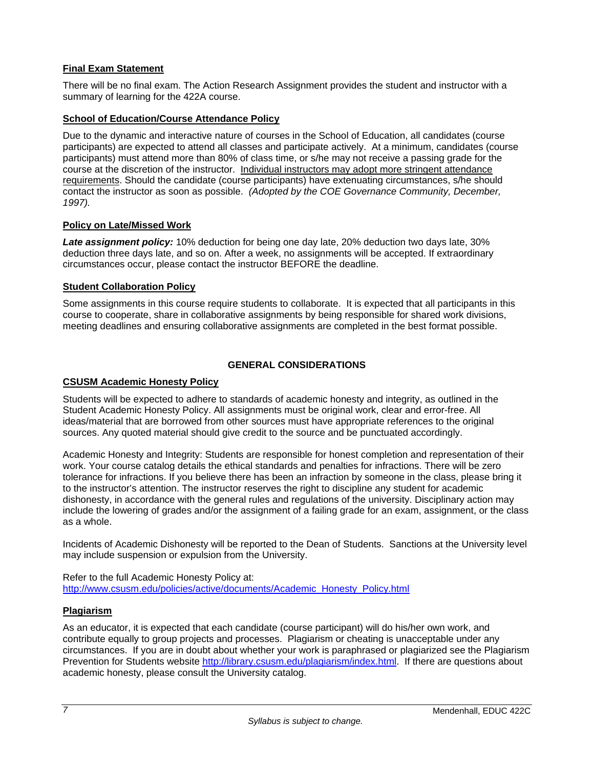### Final Exam Statement

There will be no final exam. The Action Research Assignment provides the student and instructor with a summary of learning for the 422A course.

### School of Education/Course Attendance Policy

Due to the dynamic and interactive nature of courses in the School of Education, all candidates (course participants) are expected to attend all classes and participate actively. At a minimum, candidates (course participants) must attend more than 80% of class time, or s/he may not receive a passing grade for the course at the discretion of the instructor. Individual instructors may adopt more stringent attendance requirements. Should the candidate (course participants) have extenuating circumstances, s/he should contact the instructor as soon as possible. *(Adopted by the COE Governance Community, December, 1997).*

### Policy on Late/Missed Work

***Late assignment policy:*** 10% deduction for being one day late, 20% deduction two days late, 30% deduction three days late, and so on. After a week, no assignments will be accepted. If extraordinary circumstances occur, please contact the instructor BEFORE the deadline.

### Student Collaboration Policy

Some assignments in this course require students to collaborate. It is expected that all participants in this course to cooperate, share in collaborative assignments by being responsible for shared work divisions, meeting deadlines and ensuring collaborative assignments are completed in the best format possible.

## GENERAL CONSIDERATIONS

### CSUSM Academic Honesty Policy

Students will be expected to adhere to standards of academic honesty and integrity, as outlined in the Student Academic Honesty Policy. All assignments must be original work, clear and error-free. All ideas/material that are borrowed from other sources must have appropriate references to the original sources. Any quoted material should give credit to the source and be punctuated accordingly.

Academic Honesty and Integrity: Students are responsible for honest completion and representation of their work. Your course catalog details the ethical standards and penalties for infractions. There will be zero tolerance for infractions. If you believe there has been an infraction by someone in the class, please bring it to the instructor's attention. The instructor reserves the right to discipline any student for academic dishonesty, in accordance with the general rules and regulations of the university. Disciplinary action may include the lowering of grades and/or the assignment of a failing grade for an exam, assignment, or the class as a whole.

Incidents of Academic Dishonesty will be reported to the Dean of Students. Sanctions at the University level may include suspension or expulsion from the University.

Refer to the full Academic Honesty Policy at:
http://www.csusm.edu/policies/active/documents/Academic_Honesty_Policy.html

### Plagiarism

As an educator, it is expected that each candidate (course participant) will do his/her own work, and contribute equally to group projects and processes. Plagiarism or cheating is unacceptable under any circumstances. If you are in doubt about whether your work is paraphrased or plagiarized see the Plagiarism Prevention for Students website http://library.csusm.edu/plagiarism/index.html. If there are questions about academic honesty, please consult the University catalog.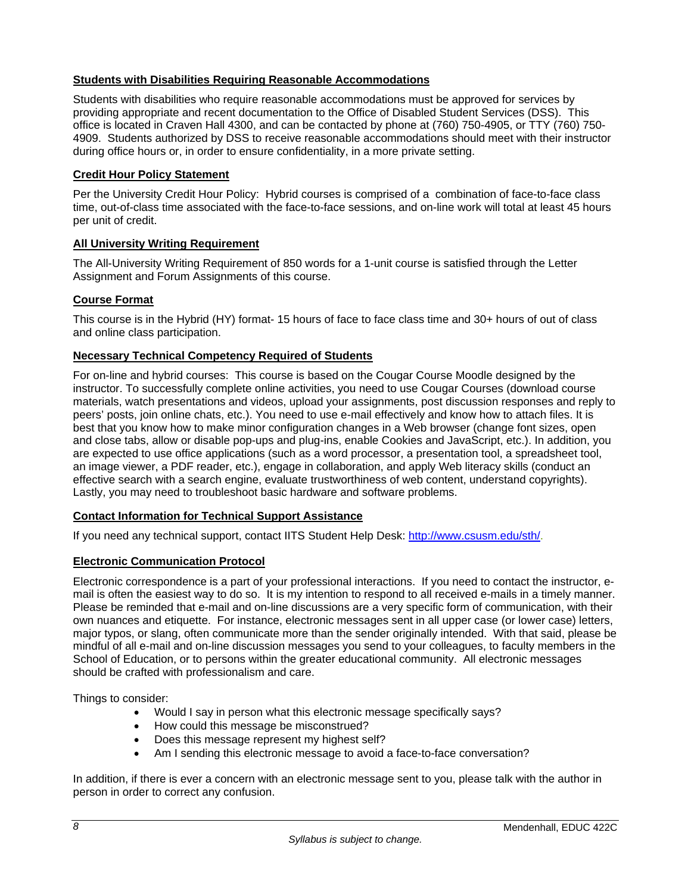### Students with Disabilities Requiring Reasonable Accommodations

Students with disabilities who require reasonable accommodations must be approved for services by providing appropriate and recent documentation to the Office of Disabled Student Services (DSS). This office is located in Craven Hall 4300, and can be contacted by phone at (760) 750-4905, or TTY (760) 750-4909. Students authorized by DSS to receive reasonable accommodations should meet with their instructor during office hours or, in order to ensure confidentiality, in a more private setting.

### Credit Hour Policy Statement

Per the University Credit Hour Policy: Hybrid courses is comprised of a combination of face-to-face class time, out-of-class time associated with the face-to-face sessions, and on-line work will total at least 45 hours per unit of credit.

### All University Writing Requirement

The All-University Writing Requirement of 850 words for a 1-unit course is satisfied through the Letter Assignment and Forum Assignments of this course.

### Course Format

This course is in the Hybrid (HY) format- 15 hours of face to face class time and 30+ hours of out of class and online class participation.

### Necessary Technical Competency Required of Students

For on-line and hybrid courses: This course is based on the Cougar Course Moodle designed by the instructor. To successfully complete online activities, you need to use Cougar Courses (download course materials, watch presentations and videos, upload your assignments, post discussion responses and reply to peers' posts, join online chats, etc.). You need to use e-mail effectively and know how to attach files. It is best that you know how to make minor configuration changes in a Web browser (change font sizes, open and close tabs, allow or disable pop-ups and plug-ins, enable Cookies and JavaScript, etc.). In addition, you are expected to use office applications (such as a word processor, a presentation tool, a spreadsheet tool, an image viewer, a PDF reader, etc.), engage in collaboration, and apply Web literacy skills (conduct an effective search with a search engine, evaluate trustworthiness of web content, understand copyrights). Lastly, you may need to troubleshoot basic hardware and software problems.

### Contact Information for Technical Support Assistance

If you need any technical support, contact IITS Student Help Desk: http://www.csusm.edu/sth/.

### Electronic Communication Protocol

Electronic correspondence is a part of your professional interactions. If you need to contact the instructor, e-mail is often the easiest way to do so. It is my intention to respond to all received e-mails in a timely manner. Please be reminded that e-mail and on-line discussions are a very specific form of communication, with their own nuances and etiquette. For instance, electronic messages sent in all upper case (or lower case) letters, major typos, or slang, often communicate more than the sender originally intended. With that said, please be mindful of all e-mail and on-line discussion messages you send to your colleagues, to faculty members in the School of Education, or to persons within the greater educational community. All electronic messages should be crafted with professionalism and care.

Things to consider:

- Would I say in person what this electronic message specifically says?
- How could this message be misconstrued?
- Does this message represent my highest self?
- Am I sending this electronic message to avoid a face-to-face conversation?

In addition, if there is ever a concern with an electronic message sent to you, please talk with the author in person in order to correct any confusion.